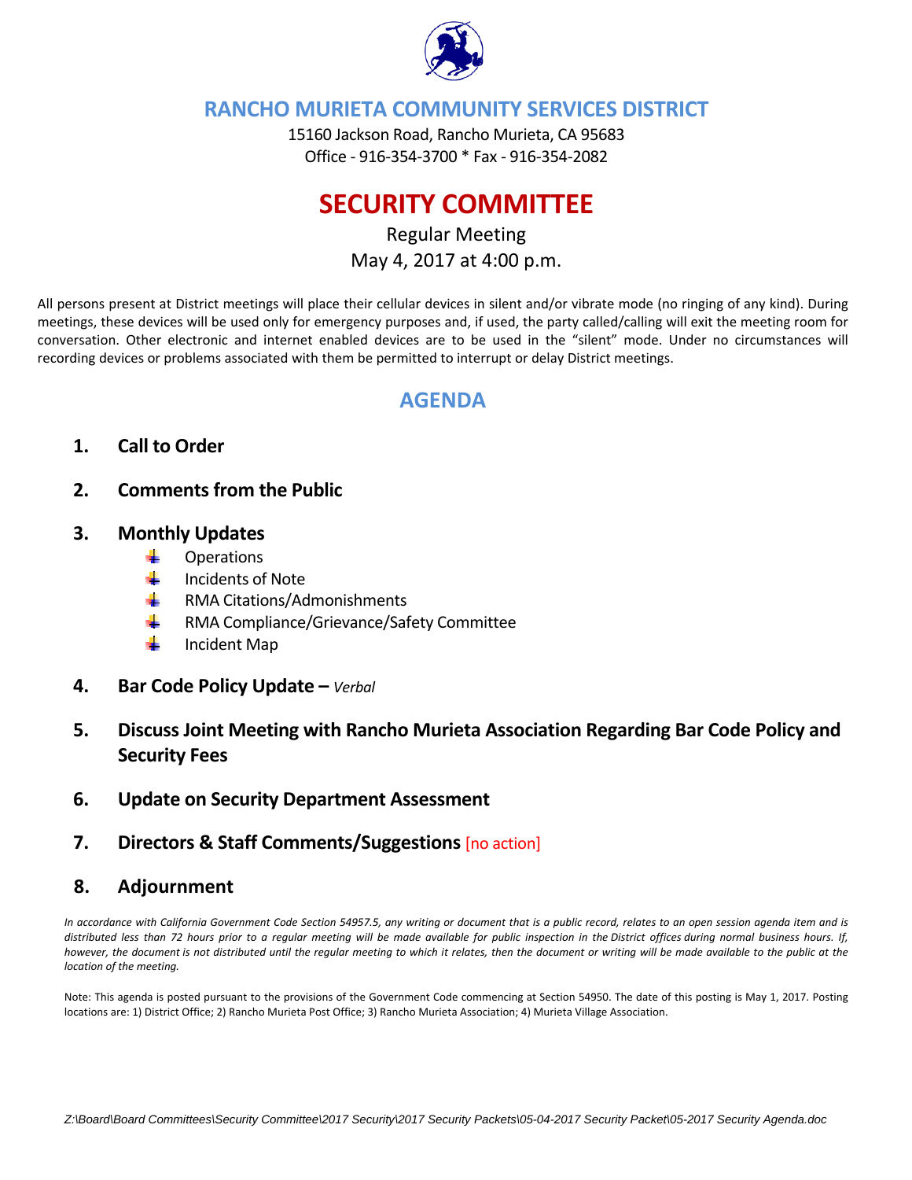# RANCHO MURIETA COMMUNITY SERVICES DISTRICT

15160 Jackson Road, Rancho Murieta, CA 95683
Office - 916-354-3700 * Fax - 916-354-2082

# SECURITY COMMITTEE

Regular Meeting
May 4, 2017 at 4:00 p.m.

All persons present at District meetings will place their cellular devices in silent and/or vibrate mode (no ringing of any kind). During meetings, these devices will be used only for emergency purposes and, if used, the party called/calling will exit the meeting room for conversation. Other electronic and internet enabled devices are to be used in the "silent" mode. Under no circumstances will recording devices or problems associated with them be permitted to interrupt or delay District meetings.

## AGENDA

1. **Call to Order**
2. **Comments from the Public**
3. **Monthly Updates**
   - Operations
   - Incidents of Note
   - RMA Citations/Admonishments
   - RMA Compliance/Grievance/Safety Committee
   - Incident Map
4. **Bar Code Policy Update –** *Verbal*
5. **Discuss Joint Meeting with Rancho Murieta Association Regarding Bar Code Policy and Security Fees**
6. **Update on Security Department Assessment**
7. **Directors & Staff Comments/Suggestions** [no action]
8. **Adjournment**

*In accordance with California Government Code Section 54957.5, any writing or document that is a public record, relates to an open session agenda item and is distributed less than 72 hours prior to a regular meeting will be made available for public inspection in the District offices during normal business hours. If, however, the document is not distributed until the regular meeting to which it relates, then the document or writing will be made available to the public at the location of the meeting.*

Note: This agenda is posted pursuant to the provisions of the Government Code commencing at Section 54950. The date of this posting is May 1, 2017. Posting locations are: 1) District Office; 2) Rancho Murieta Post Office; 3) Rancho Murieta Association; 4) Murieta Village Association.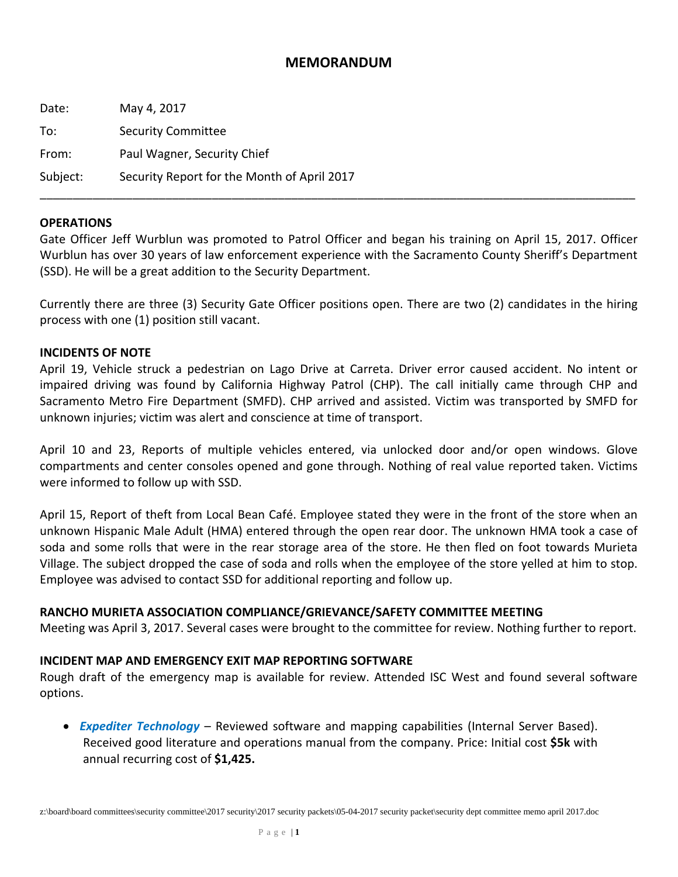# MEMORANDUM

Date: May 4, 2017

To: Security Committee

From: Paul Wagner, Security Chief

Subject: Security Report for the Month of April 2017

---

**OPERATIONS**

Gate Officer Jeff Wurblun was promoted to Patrol Officer and began his training on April 15, 2017. Officer Wurblun has over 30 years of law enforcement experience with the Sacramento County Sheriff's Department (SSD). He will be a great addition to the Security Department.

Currently there are three (3) Security Gate Officer positions open. There are two (2) candidates in the hiring process with one (1) position still vacant.

**INCIDENTS OF NOTE**

April 19, Vehicle struck a pedestrian on Lago Drive at Carreta. Driver error caused accident. No intent or impaired driving was found by California Highway Patrol (CHP). The call initially came through CHP and Sacramento Metro Fire Department (SMFD). CHP arrived and assisted. Victim was transported by SMFD for unknown injuries; victim was alert and conscience at time of transport.

April 10 and 23, Reports of multiple vehicles entered, via unlocked door and/or open windows. Glove compartments and center consoles opened and gone through. Nothing of real value reported taken. Victims were informed to follow up with SSD.

April 15, Report of theft from Local Bean Café. Employee stated they were in the front of the store when an unknown Hispanic Male Adult (HMA) entered through the open rear door. The unknown HMA took a case of soda and some rolls that were in the rear storage area of the store. He then fled on foot towards Murieta Village. The subject dropped the case of soda and rolls when the employee of the store yelled at him to stop. Employee was advised to contact SSD for additional reporting and follow up.

**RANCHO MURIETA ASSOCIATION COMPLIANCE/GRIEVANCE/SAFETY COMMITTEE MEETING**

Meeting was April 3, 2017. Several cases were brought to the committee for review. Nothing further to report.

**INCIDENT MAP AND EMERGENCY EXIT MAP REPORTING SOFTWARE**

Rough draft of the emergency map is available for review. Attended ISC West and found several software options.

- ***Expediter Technology*** – Reviewed software and mapping capabilities (Internal Server Based). Received good literature and operations manual from the company. Price: Initial cost **$5k** with annual recurring cost of **$1,425.**

z:\board\board committees\security committee\2017 security\2017 security packets\05-04-2017 security packet\security dept committee memo april 2017.doc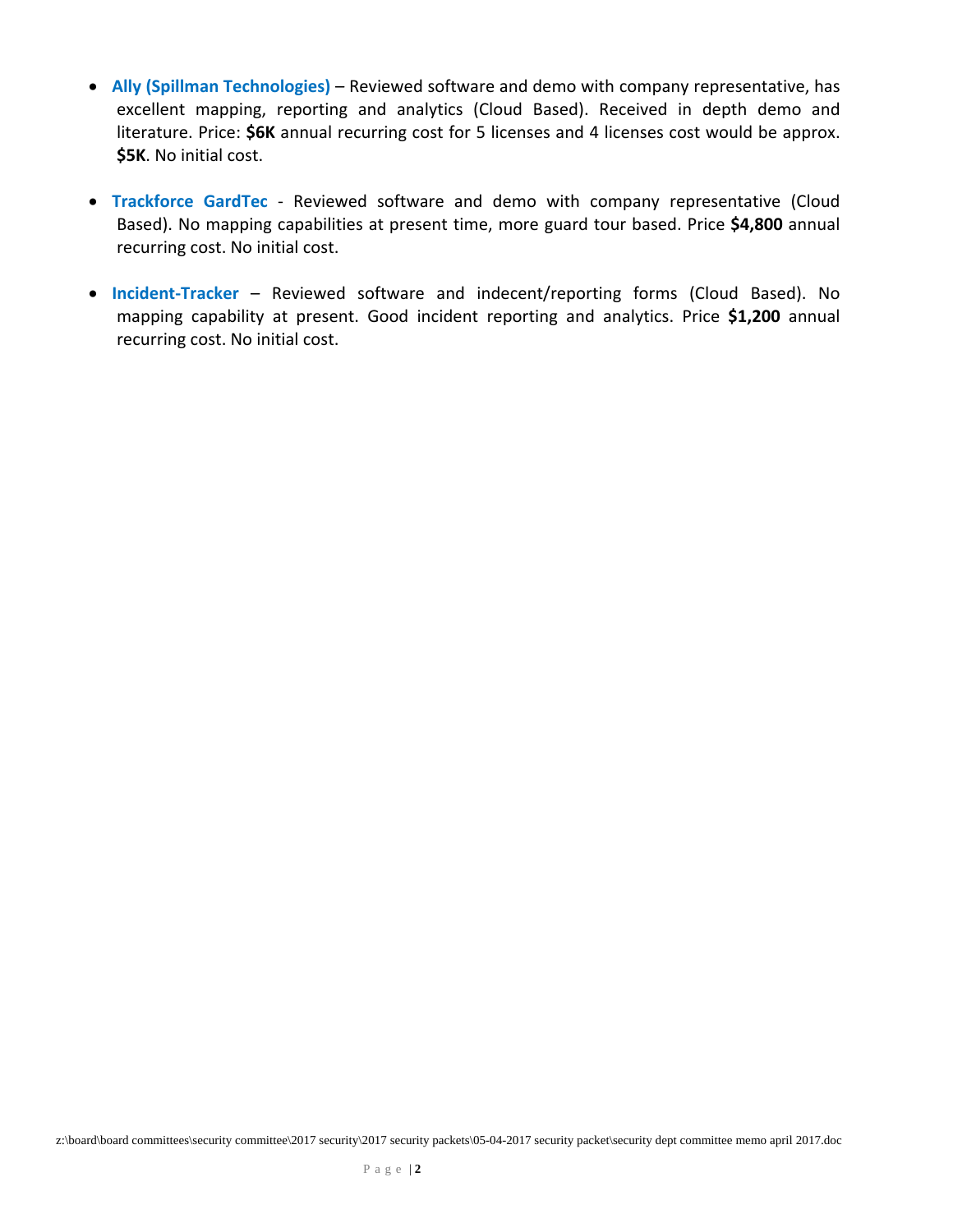- **Ally (Spillman Technologies)** – Reviewed software and demo with company representative, has excellent mapping, reporting and analytics (Cloud Based). Received in depth demo and literature. Price: **$6K** annual recurring cost for 5 licenses and 4 licenses cost would be approx. **$5K**. No initial cost.

- **Trackforce GardTec** - Reviewed software and demo with company representative (Cloud Based). No mapping capabilities at present time, more guard tour based. Price **$4,800** annual recurring cost. No initial cost.

- **Incident-Tracker** – Reviewed software and indecent/reporting forms (Cloud Based). No mapping capability at present. Good incident reporting and analytics. Price **$1,200** annual recurring cost. No initial cost.

z:\board\board committees\security committee\2017 security\2017 security packets\05-04-2017 security packet\security dept committee memo april 2017.doc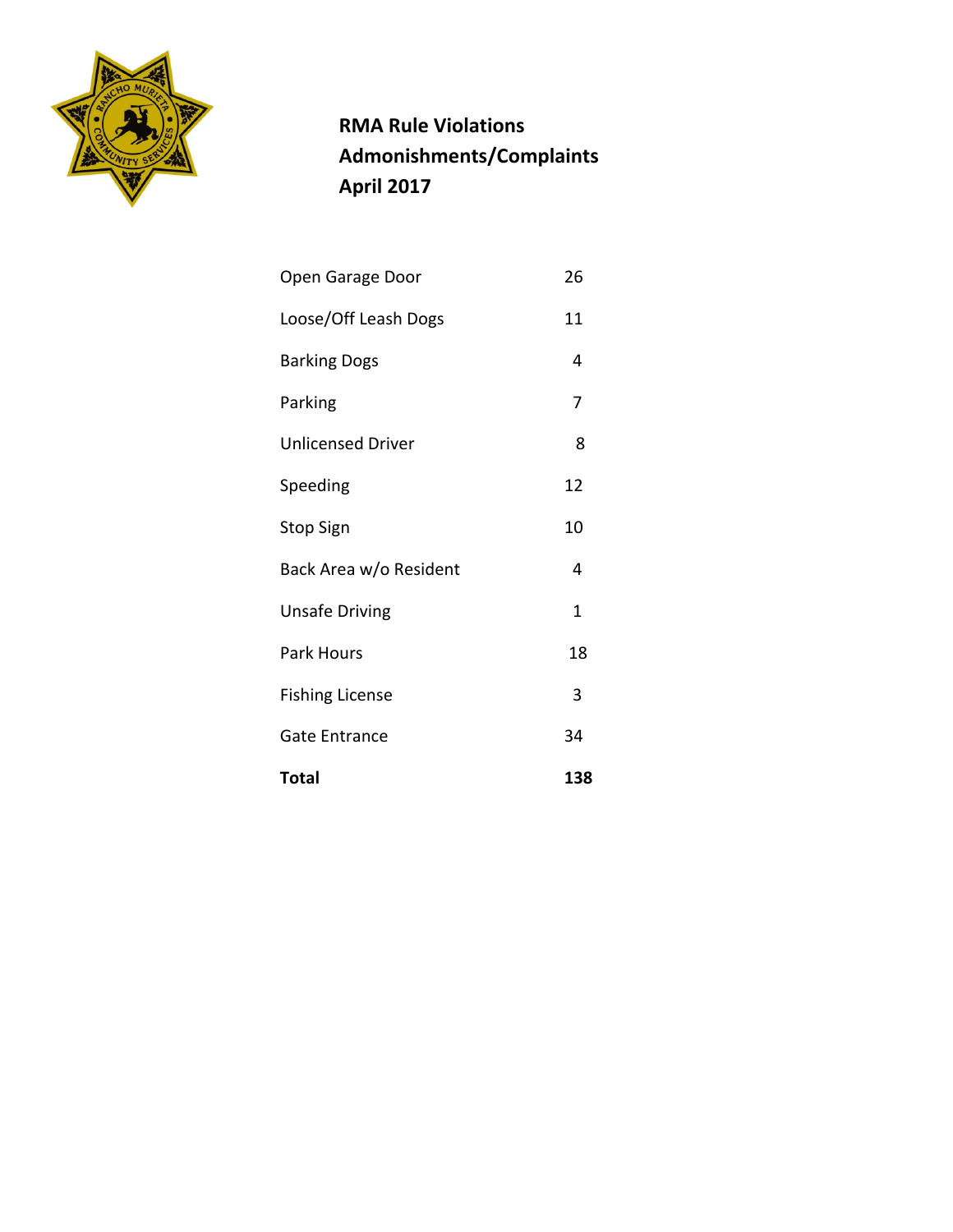**RMA Rule Violations**
**Admonishments/Complaints**
**April 2017**

| | |
|---|---|
| Open Garage Door | 26 |
| Loose/Off Leash Dogs | 11 |
| Barking Dogs | 4 |
| Parking | 7 |
| Unlicensed Driver | 8 |
| Speeding | 12 |
| Stop Sign | 10 |
| Back Area w/o Resident | 4 |
| Unsafe Driving | 1 |
| Park Hours | 18 |
| Fishing License | 3 |
| Gate Entrance | 34 |
| **Total** | **138** |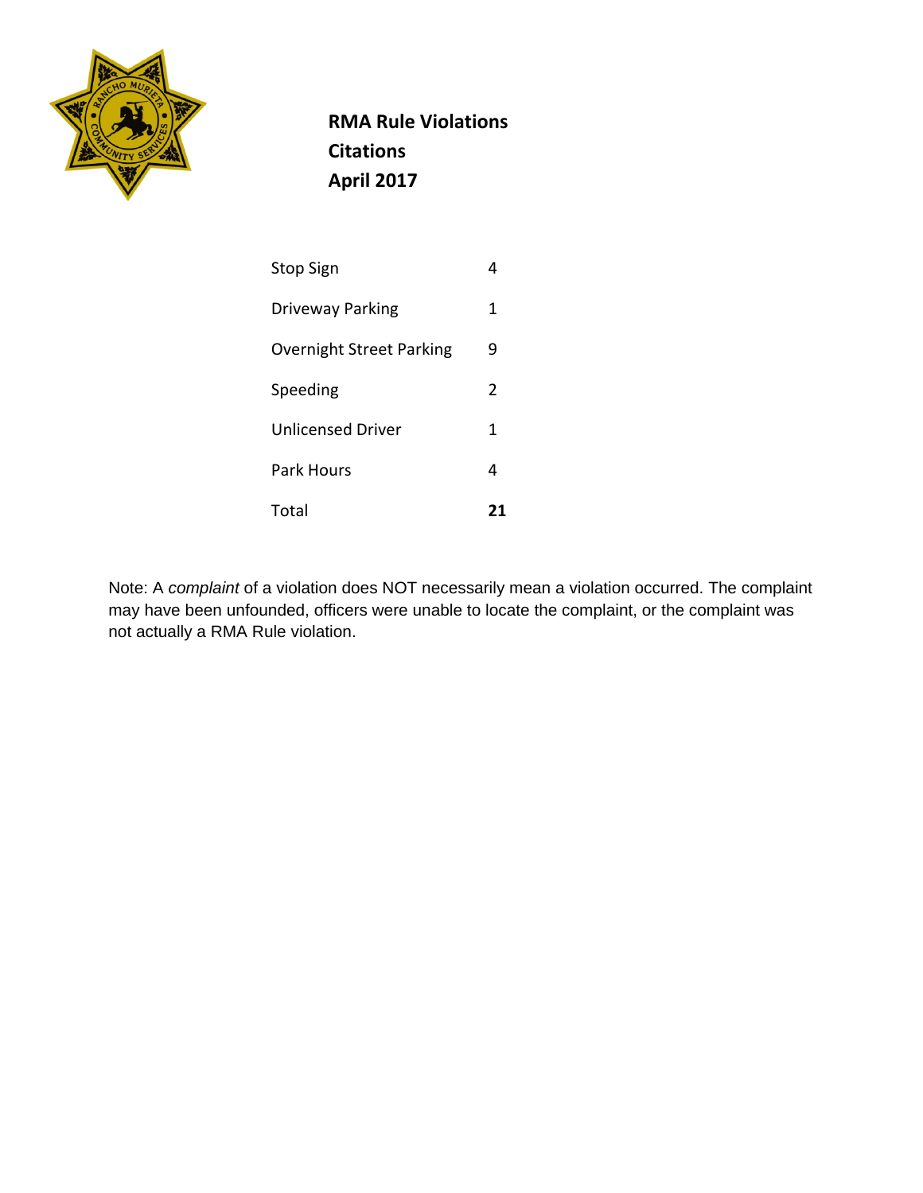**RMA Rule Violations**
**Citations**
**April 2017**

| | |
|---|---|
| Stop Sign | 4 |
| Driveway Parking | 1 |
| Overnight Street Parking | 9 |
| Speeding | 2 |
| Unlicensed Driver | 1 |
| Park Hours | 4 |
| Total | **21** |

Note: A *complaint* of a violation does NOT necessarily mean a violation occurred. The complaint may have been unfounded, officers were unable to locate the complaint, or the complaint was not actually a RMA Rule violation.